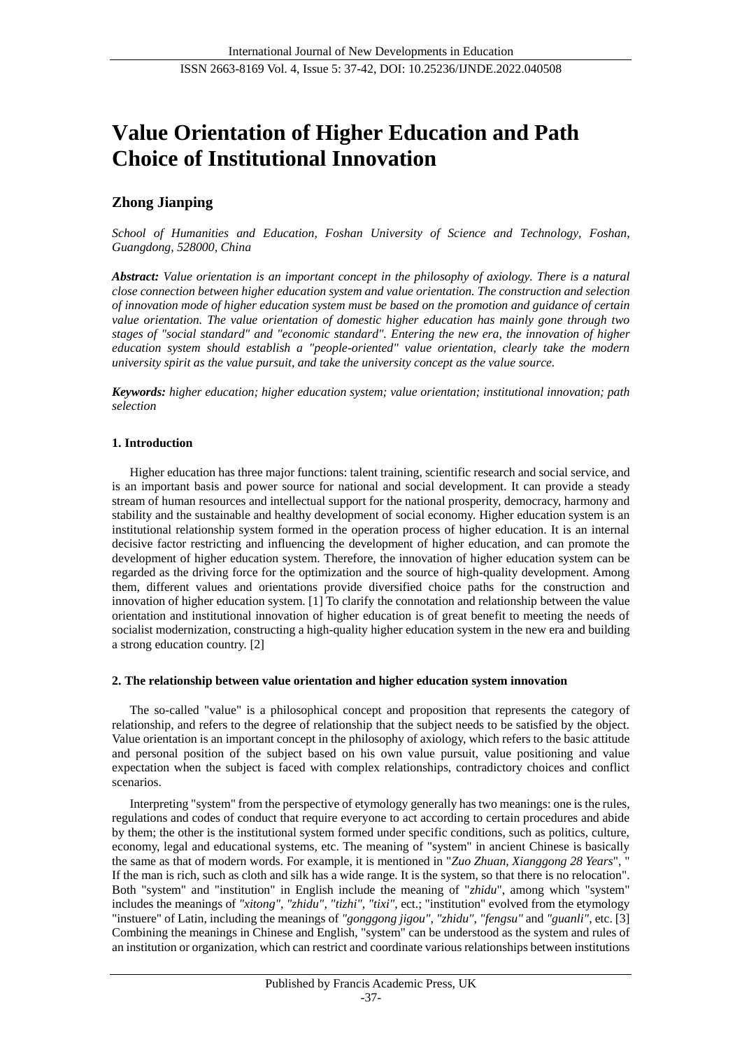# Value Orientation of Higher Education and Path Choice of Institutional Innovation

**Zhong Jianping**

*School of Humanities and Education, Foshan University of Science and Technology, Foshan, Guangdong, 528000, China*

***Abstract:*** *Value orientation is an important concept in the philosophy of axiology. There is a natural close connection between higher education system and value orientation. The construction and selection of innovation mode of higher education system must be based on the promotion and guidance of certain value orientation. The value orientation of domestic higher education has mainly gone through two stages of "social standard" and "economic standard". Entering the new era, the innovation of higher education system should establish a "people-oriented" value orientation, clearly take the modern university spirit as the value pursuit, and take the university concept as the value source.*

***Keywords:*** *higher education; higher education system; value orientation; institutional innovation; path selection*

## 1. Introduction

Higher education has three major functions: talent training, scientific research and social service, and is an important basis and power source for national and social development. It can provide a steady stream of human resources and intellectual support for the national prosperity, democracy, harmony and stability and the sustainable and healthy development of social economy. Higher education system is an institutional relationship system formed in the operation process of higher education. It is an internal decisive factor restricting and influencing the development of higher education, and can promote the development of higher education system. Therefore, the innovation of higher education system can be regarded as the driving force for the optimization and the source of high-quality development. Among them, different values and orientations provide diversified choice paths for the construction and innovation of higher education system. [1] To clarify the connotation and relationship between the value orientation and institutional innovation of higher education is of great benefit to meeting the needs of socialist modernization, constructing a high-quality higher education system in the new era and building a strong education country. [2]

## 2. The relationship between value orientation and higher education system innovation

The so-called "value" is a philosophical concept and proposition that represents the category of relationship, and refers to the degree of relationship that the subject needs to be satisfied by the object. Value orientation is an important concept in the philosophy of axiology, which refers to the basic attitude and personal position of the subject based on his own value pursuit, value positioning and value expectation when the subject is faced with complex relationships, contradictory choices and conflict scenarios.

Interpreting "system" from the perspective of etymology generally has two meanings: one is the rules, regulations and codes of conduct that require everyone to act according to certain procedures and abide by them; the other is the institutional system formed under specific conditions, such as politics, culture, economy, legal and educational systems, etc. The meaning of "system" in ancient Chinese is basically the same as that of modern words. For example, it is mentioned in "*Zuo Zhuan, Xianggong 28 Years*", " If the man is rich, such as cloth and silk has a wide range. It is the system, so that there is no relocation". Both "system" and "institution" in English include the meaning of "*zhidu*", among which "system" includes the meanings of *"xitong", "zhidu", "tizhi", "tixi"*, ect.; "institution" evolved from the etymology "instuere" of Latin, including the meanings of *"gonggong jigou", "zhidu", "fengsu"* and *"guanli"*, etc. [3] Combining the meanings in Chinese and English, "system" can be understood as the system and rules of an institution or organization, which can restrict and coordinate various relationships between institutions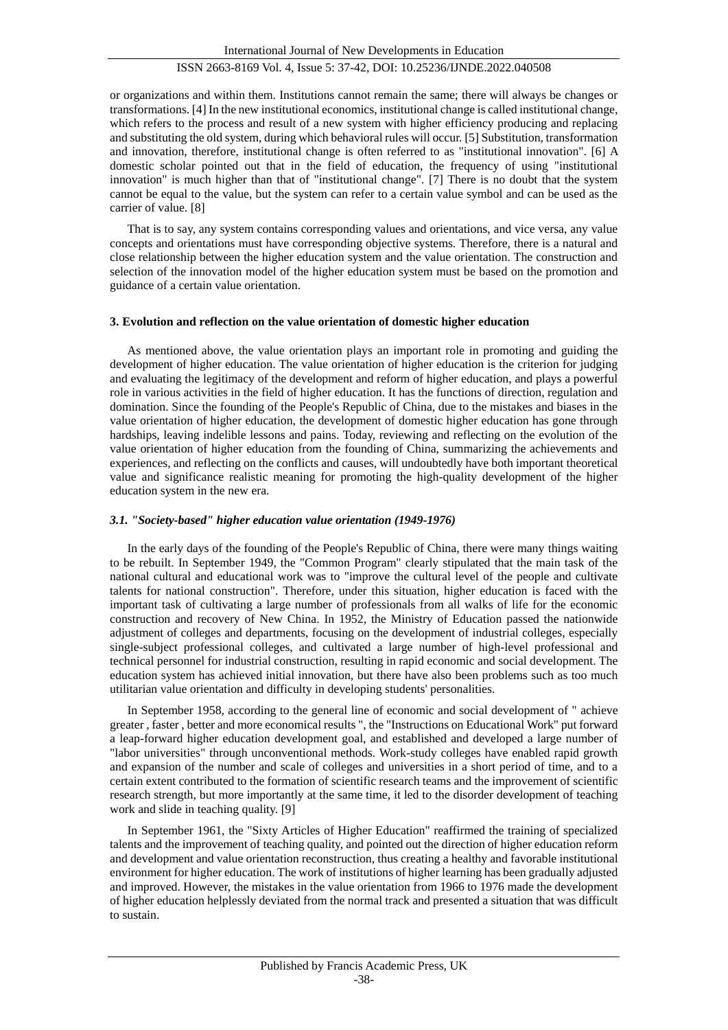or organizations and within them. Institutions cannot remain the same; there will always be changes or transformations. [4] In the new institutional economics, institutional change is called institutional change, which refers to the process and result of a new system with higher efficiency producing and replacing and substituting the old system, during which behavioral rules will occur. [5] Substitution, transformation and innovation, therefore, institutional change is often referred to as "institutional innovation". [6] A domestic scholar pointed out that in the field of education, the frequency of using "institutional innovation" is much higher than that of "institutional change". [7] There is no doubt that the system cannot be equal to the value, but the system can refer to a certain value symbol and can be used as the carrier of value. [8]

That is to say, any system contains corresponding values and orientations, and vice versa, any value concepts and orientations must have corresponding objective systems. Therefore, there is a natural and close relationship between the higher education system and the value orientation. The construction and selection of the innovation model of the higher education system must be based on the promotion and guidance of a certain value orientation.

## 3. Evolution and reflection on the value orientation of domestic higher education

As mentioned above, the value orientation plays an important role in promoting and guiding the development of higher education. The value orientation of higher education is the criterion for judging and evaluating the legitimacy of the development and reform of higher education, and plays a powerful role in various activities in the field of higher education. It has the functions of direction, regulation and domination. Since the founding of the People's Republic of China, due to the mistakes and biases in the value orientation of higher education, the development of domestic higher education has gone through hardships, leaving indelible lessons and pains. Today, reviewing and reflecting on the evolution of the value orientation of higher education from the founding of China, summarizing the achievements and experiences, and reflecting on the conflicts and causes, will undoubtedly have both important theoretical value and significance realistic meaning for promoting the high-quality development of the higher education system in the new era.

### *3.1. "Society-based" higher education value orientation (1949-1976)*

In the early days of the founding of the People's Republic of China, there were many things waiting to be rebuilt. In September 1949, the "Common Program" clearly stipulated that the main task of the national cultural and educational work was to "improve the cultural level of the people and cultivate talents for national construction". Therefore, under this situation, higher education is faced with the important task of cultivating a large number of professionals from all walks of life for the economic construction and recovery of New China. In 1952, the Ministry of Education passed the nationwide adjustment of colleges and departments, focusing on the development of industrial colleges, especially single-subject professional colleges, and cultivated a large number of high-level professional and technical personnel for industrial construction, resulting in rapid economic and social development. The education system has achieved initial innovation, but there have also been problems such as too much utilitarian value orientation and difficulty in developing students' personalities.

In September 1958, according to the general line of economic and social development of " achieve greater , faster , better and more economical results ", the "Instructions on Educational Work" put forward a leap-forward higher education development goal, and established and developed a large number of "labor universities" through unconventional methods. Work-study colleges have enabled rapid growth and expansion of the number and scale of colleges and universities in a short period of time, and to a certain extent contributed to the formation of scientific research teams and the improvement of scientific research strength, but more importantly at the same time, it led to the disorder development of teaching work and slide in teaching quality. [9]

In September 1961, the "Sixty Articles of Higher Education" reaffirmed the training of specialized talents and the improvement of teaching quality, and pointed out the direction of higher education reform and development and value orientation reconstruction, thus creating a healthy and favorable institutional environment for higher education. The work of institutions of higher learning has been gradually adjusted and improved. However, the mistakes in the value orientation from 1966 to 1976 made the development of higher education helplessly deviated from the normal track and presented a situation that was difficult to sustain.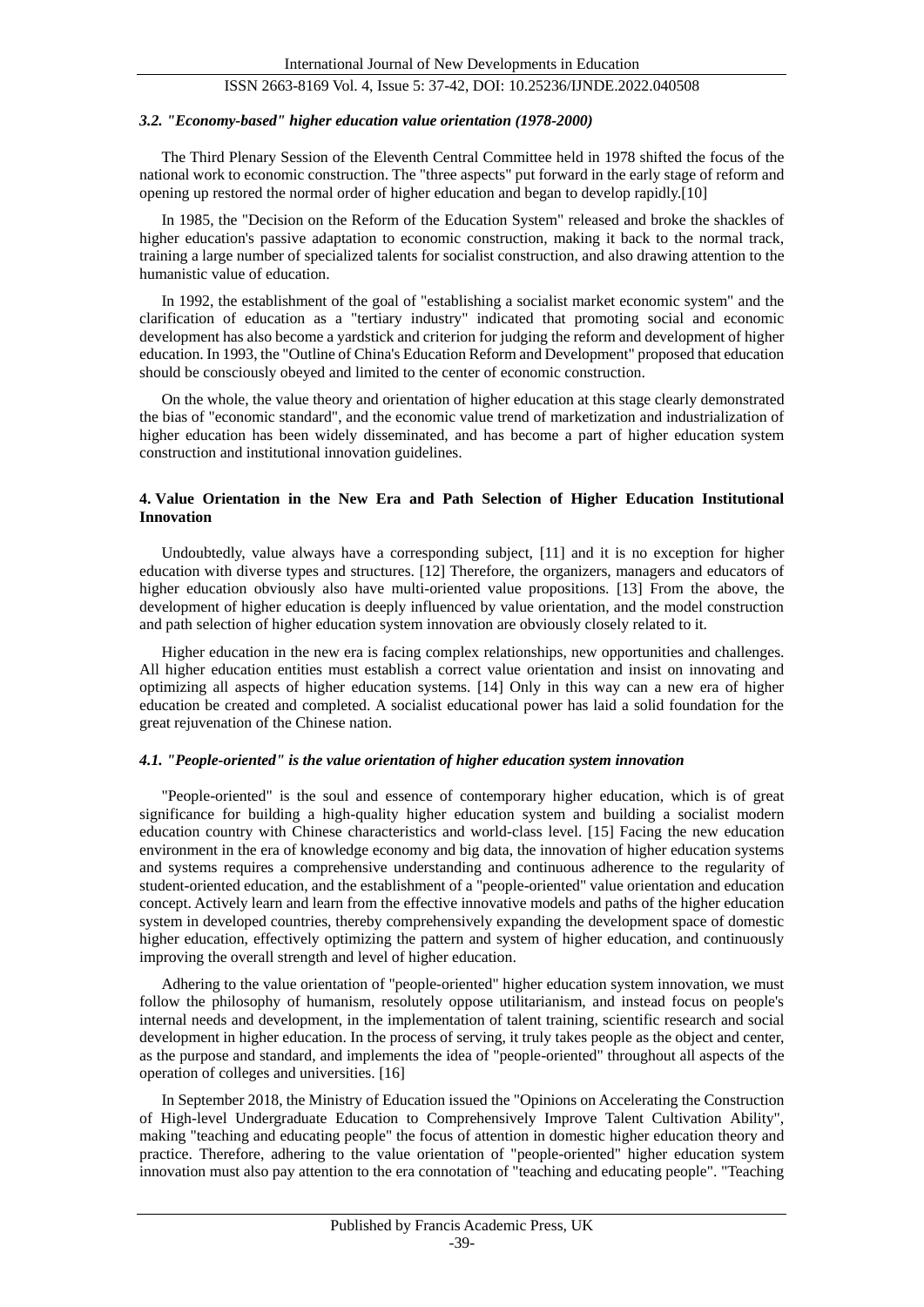### *3.2. "Economy-based" higher education value orientation (1978-2000)*

The Third Plenary Session of the Eleventh Central Committee held in 1978 shifted the focus of the national work to economic construction. The "three aspects" put forward in the early stage of reform and opening up restored the normal order of higher education and began to develop rapidly.[10]

In 1985, the "Decision on the Reform of the Education System" released and broke the shackles of higher education's passive adaptation to economic construction, making it back to the normal track, training a large number of specialized talents for socialist construction, and also drawing attention to the humanistic value of education.

In 1992, the establishment of the goal of "establishing a socialist market economic system" and the clarification of education as a "tertiary industry" indicated that promoting social and economic development has also become a yardstick and criterion for judging the reform and development of higher education. In 1993, the "Outline of China's Education Reform and Development" proposed that education should be consciously obeyed and limited to the center of economic construction.

On the whole, the value theory and orientation of higher education at this stage clearly demonstrated the bias of "economic standard", and the economic value trend of marketization and industrialization of higher education has been widely disseminated, and has become a part of higher education system construction and institutional innovation guidelines.

## 4. Value Orientation in the New Era and Path Selection of Higher Education Institutional Innovation

Undoubtedly, value always have a corresponding subject, [11] and it is no exception for higher education with diverse types and structures. [12] Therefore, the organizers, managers and educators of higher education obviously also have multi-oriented value propositions. [13] From the above, the development of higher education is deeply influenced by value orientation, and the model construction and path selection of higher education system innovation are obviously closely related to it.

Higher education in the new era is facing complex relationships, new opportunities and challenges. All higher education entities must establish a correct value orientation and insist on innovating and optimizing all aspects of higher education systems. [14] Only in this way can a new era of higher education be created and completed. A socialist educational power has laid a solid foundation for the great rejuvenation of the Chinese nation.

### *4.1. "People-oriented" is the value orientation of higher education system innovation*

"People-oriented" is the soul and essence of contemporary higher education, which is of great significance for building a high-quality higher education system and building a socialist modern education country with Chinese characteristics and world-class level. [15] Facing the new education environment in the era of knowledge economy and big data, the innovation of higher education systems and systems requires a comprehensive understanding and continuous adherence to the regularity of student-oriented education, and the establishment of a "people-oriented" value orientation and education concept. Actively learn and learn from the effective innovative models and paths of the higher education system in developed countries, thereby comprehensively expanding the development space of domestic higher education, effectively optimizing the pattern and system of higher education, and continuously improving the overall strength and level of higher education.

Adhering to the value orientation of "people-oriented" higher education system innovation, we must follow the philosophy of humanism, resolutely oppose utilitarianism, and instead focus on people's internal needs and development, in the implementation of talent training, scientific research and social development in higher education. In the process of serving, it truly takes people as the object and center, as the purpose and standard, and implements the idea of "people-oriented" throughout all aspects of the operation of colleges and universities. [16]

In September 2018, the Ministry of Education issued the "Opinions on Accelerating the Construction of High-level Undergraduate Education to Comprehensively Improve Talent Cultivation Ability", making "teaching and educating people" the focus of attention in domestic higher education theory and practice. Therefore, adhering to the value orientation of "people-oriented" higher education system innovation must also pay attention to the era connotation of "teaching and educating people". "Teaching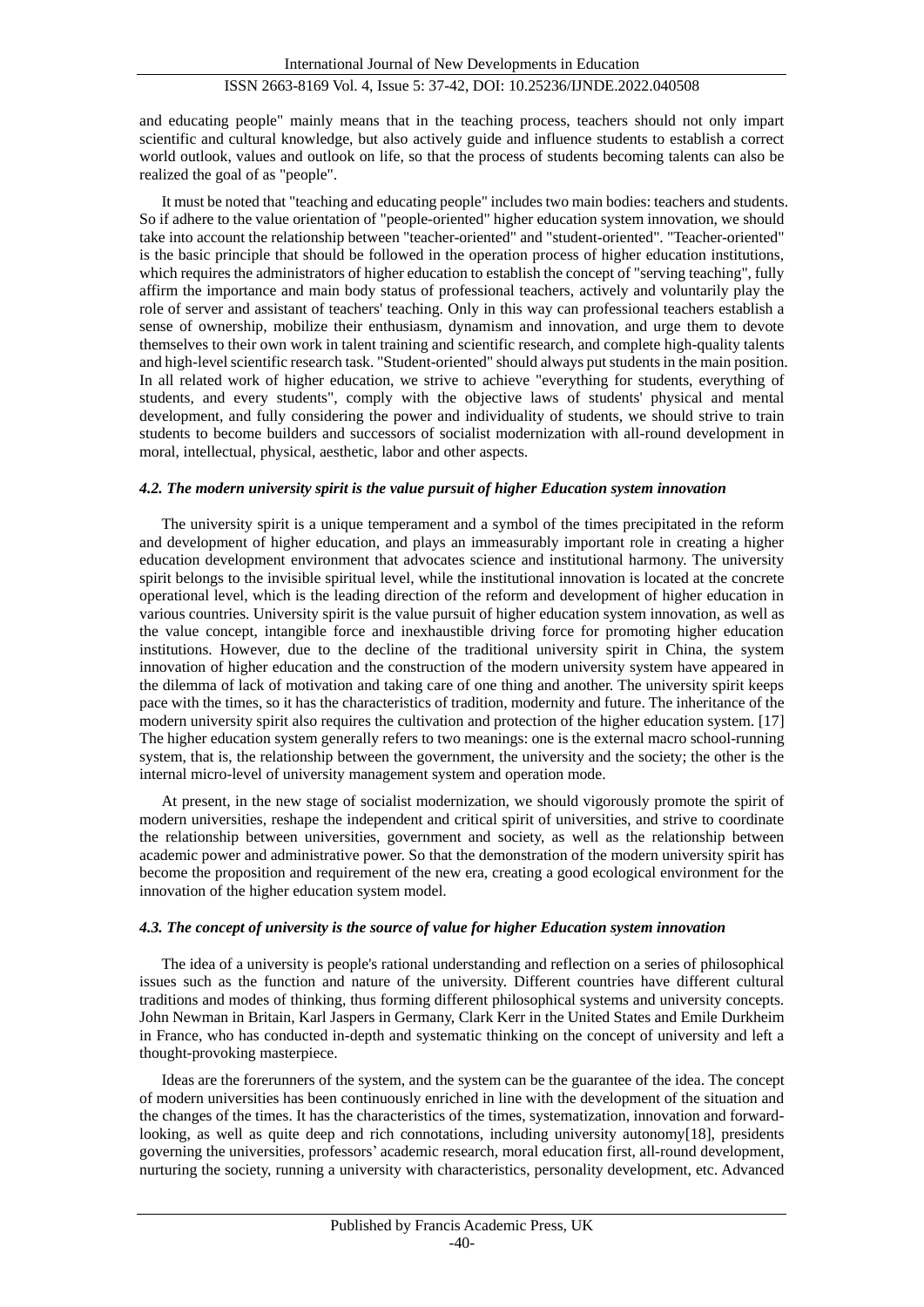and educating people" mainly means that in the teaching process, teachers should not only impart scientific and cultural knowledge, but also actively guide and influence students to establish a correct world outlook, values and outlook on life, so that the process of students becoming talents can also be realized the goal of as "people".

It must be noted that "teaching and educating people" includes two main bodies: teachers and students. So if adhere to the value orientation of "people-oriented" higher education system innovation, we should take into account the relationship between "teacher-oriented" and "student-oriented". "Teacher-oriented" is the basic principle that should be followed in the operation process of higher education institutions, which requires the administrators of higher education to establish the concept of "serving teaching", fully affirm the importance and main body status of professional teachers, actively and voluntarily play the role of server and assistant of teachers' teaching. Only in this way can professional teachers establish a sense of ownership, mobilize their enthusiasm, dynamism and innovation, and urge them to devote themselves to their own work in talent training and scientific research, and complete high-quality talents and high-level scientific research task. "Student-oriented" should always put students in the main position. In all related work of higher education, we strive to achieve "everything for students, everything of students, and every students", comply with the objective laws of students' physical and mental development, and fully considering the power and individuality of students, we should strive to train students to become builders and successors of socialist modernization with all-round development in moral, intellectual, physical, aesthetic, labor and other aspects.

#### *4.2. The modern university spirit is the value pursuit of higher Education system innovation*

The university spirit is a unique temperament and a symbol of the times precipitated in the reform and development of higher education, and plays an immeasurably important role in creating a higher education development environment that advocates science and institutional harmony. The university spirit belongs to the invisible spiritual level, while the institutional innovation is located at the concrete operational level, which is the leading direction of the reform and development of higher education in various countries. University spirit is the value pursuit of higher education system innovation, as well as the value concept, intangible force and inexhaustible driving force for promoting higher education institutions. However, due to the decline of the traditional university spirit in China, the system innovation of higher education and the construction of the modern university system have appeared in the dilemma of lack of motivation and taking care of one thing and another. The university spirit keeps pace with the times, so it has the characteristics of tradition, modernity and future. The inheritance of the modern university spirit also requires the cultivation and protection of the higher education system. [17] The higher education system generally refers to two meanings: one is the external macro school-running system, that is, the relationship between the government, the university and the society; the other is the internal micro-level of university management system and operation mode.

At present, in the new stage of socialist modernization, we should vigorously promote the spirit of modern universities, reshape the independent and critical spirit of universities, and strive to coordinate the relationship between universities, government and society, as well as the relationship between academic power and administrative power. So that the demonstration of the modern university spirit has become the proposition and requirement of the new era, creating a good ecological environment for the innovation of the higher education system model.

#### *4.3. The concept of university is the source of value for higher Education system innovation*

The idea of a university is people's rational understanding and reflection on a series of philosophical issues such as the function and nature of the university. Different countries have different cultural traditions and modes of thinking, thus forming different philosophical systems and university concepts. John Newman in Britain, Karl Jaspers in Germany, Clark Kerr in the United States and Emile Durkheim in France, who has conducted in-depth and systematic thinking on the concept of university and left a thought-provoking masterpiece.

Ideas are the forerunners of the system, and the system can be the guarantee of the idea. The concept of modern universities has been continuously enriched in line with the development of the situation and the changes of the times. It has the characteristics of the times, systematization, innovation and forward-looking, as well as quite deep and rich connotations, including university autonomy[18], presidents governing the universities, professors' academic research, moral education first, all-round development, nurturing the society, running a university with characteristics, personality development, etc. Advanced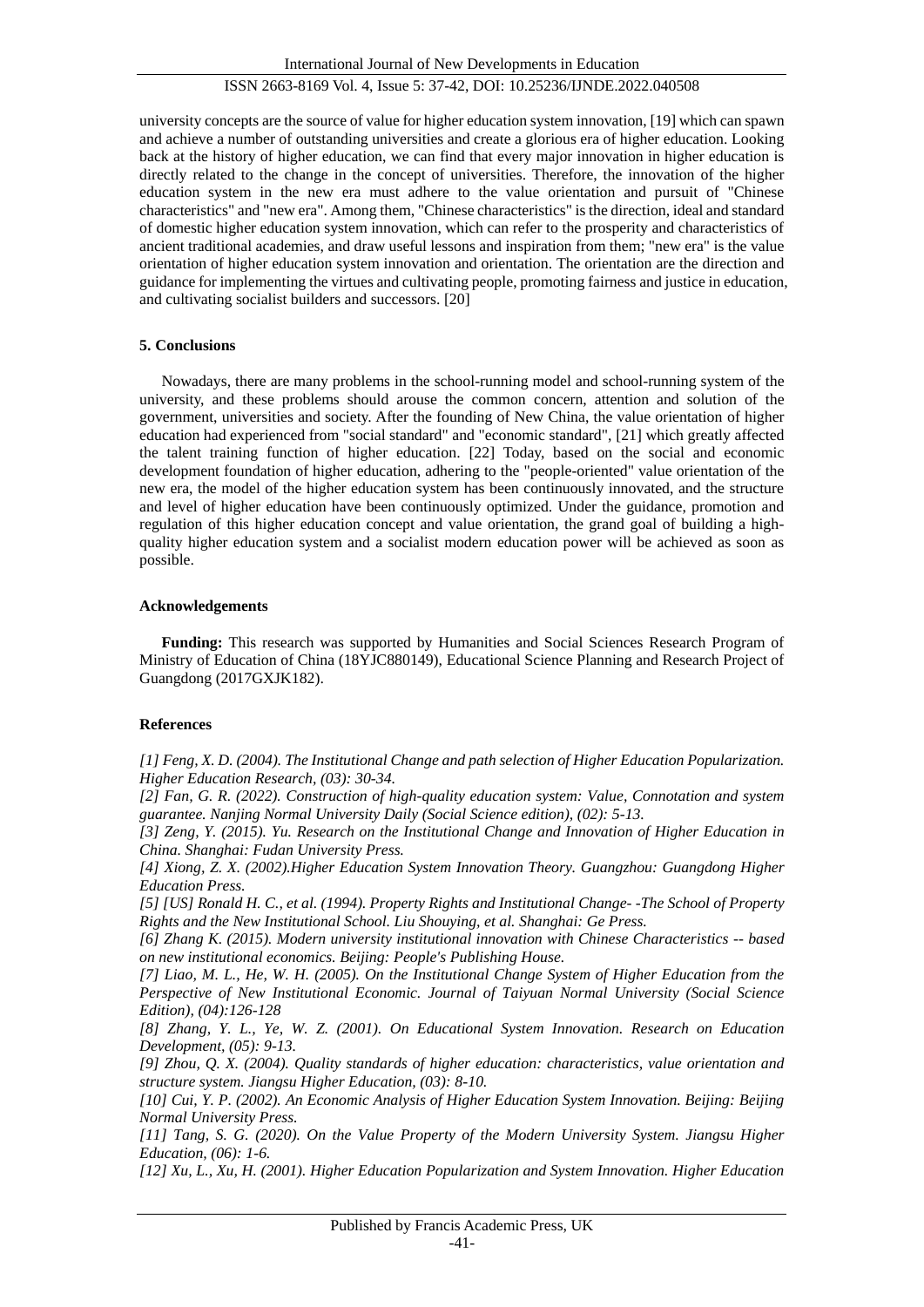university concepts are the source of value for higher education system innovation, [19] which can spawn and achieve a number of outstanding universities and create a glorious era of higher education. Looking back at the history of higher education, we can find that every major innovation in higher education is directly related to the change in the concept of universities. Therefore, the innovation of the higher education system in the new era must adhere to the value orientation and pursuit of "Chinese characteristics" and "new era". Among them, "Chinese characteristics" is the direction, ideal and standard of domestic higher education system innovation, which can refer to the prosperity and characteristics of ancient traditional academies, and draw useful lessons and inspiration from them; "new era" is the value orientation of higher education system innovation and orientation. The orientation are the direction and guidance for implementing the virtues and cultivating people, promoting fairness and justice in education, and cultivating socialist builders and successors. [20]

## 5. Conclusions

Nowadays, there are many problems in the school-running model and school-running system of the university, and these problems should arouse the common concern, attention and solution of the government, universities and society. After the founding of New China, the value orientation of higher education had experienced from "social standard" and "economic standard", [21] which greatly affected the talent training function of higher education. [22] Today, based on the social and economic development foundation of higher education, adhering to the "people-oriented" value orientation of the new era, the model of the higher education system has been continuously innovated, and the structure and level of higher education have been continuously optimized. Under the guidance, promotion and regulation of this higher education concept and value orientation, the grand goal of building a high-quality higher education system and a socialist modern education power will be achieved as soon as possible.

## Acknowledgements

**Funding:** This research was supported by Humanities and Social Sciences Research Program of Ministry of Education of China (18YJC880149), Educational Science Planning and Research Project of Guangdong (2017GXJK182).

## References

*[1] Feng, X. D. (2004). The Institutional Change and path selection of Higher Education Popularization. Higher Education Research, (03): 30-34.*

*[2] Fan, G. R. (2022). Construction of high-quality education system: Value, Connotation and system guarantee. Nanjing Normal University Daily (Social Science edition), (02): 5-13.*

*[3] Zeng, Y. (2015). Yu. Research on the Institutional Change and Innovation of Higher Education in China. Shanghai: Fudan University Press.*

*[4] Xiong, Z. X. (2002).Higher Education System Innovation Theory. Guangzhou: Guangdong Higher Education Press.*

*[5] [US] Ronald H. C., et al. (1994). Property Rights and Institutional Change- -The School of Property Rights and the New Institutional School. Liu Shouying, et al. Shanghai: Ge Press.*

*[6] Zhang K. (2015). Modern university institutional innovation with Chinese Characteristics -- based on new institutional economics. Beijing: People's Publishing House.*

*[7] Liao, M. L., He, W. H. (2005). On the Institutional Change System of Higher Education from the Perspective of New Institutional Economic. Journal of Taiyuan Normal University (Social Science Edition), (04):126-128*

*[8] Zhang, Y. L., Ye, W. Z. (2001). On Educational System Innovation. Research on Education Development, (05): 9-13.*

*[9] Zhou, Q. X. (2004). Quality standards of higher education: characteristics, value orientation and structure system. Jiangsu Higher Education, (03): 8-10.*

*[10] Cui, Y. P. (2002). An Economic Analysis of Higher Education System Innovation. Beijing: Beijing Normal University Press.*

*[11] Tang, S. G. (2020). On the Value Property of the Modern University System. Jiangsu Higher Education, (06): 1-6.*

*[12] Xu, L., Xu, H. (2001). Higher Education Popularization and System Innovation. Higher Education*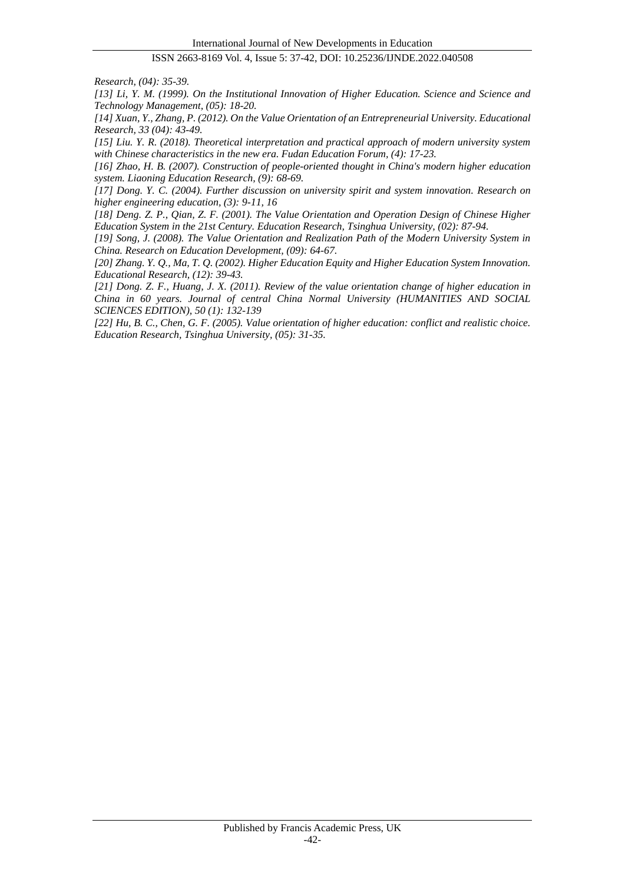*Research, (04): 35-39.*

*[13] Li, Y. M. (1999). On the Institutional Innovation of Higher Education. Science and Science and Technology Management, (05): 18-20.*

*[14] Xuan, Y., Zhang, P. (2012). On the Value Orientation of an Entrepreneurial University. Educational Research, 33 (04): 43-49.*

*[15] Liu. Y. R. (2018). Theoretical interpretation and practical approach of modern university system with Chinese characteristics in the new era. Fudan Education Forum, (4): 17-23.*

*[16] Zhao, H. B. (2007). Construction of people-oriented thought in China's modern higher education system. Liaoning Education Research, (9): 68-69.*

*[17] Dong. Y. C. (2004). Further discussion on university spirit and system innovation. Research on higher engineering education, (3): 9-11, 16*

*[18] Deng. Z. P., Qian, Z. F. (2001). The Value Orientation and Operation Design of Chinese Higher Education System in the 21st Century. Education Research, Tsinghua University, (02): 87-94.*

*[19] Song, J. (2008). The Value Orientation and Realization Path of the Modern University System in China. Research on Education Development, (09): 64-67.*

*[20] Zhang. Y. Q., Ma, T. Q. (2002). Higher Education Equity and Higher Education System Innovation. Educational Research, (12): 39-43.*

*[21] Dong. Z. F., Huang, J. X. (2011). Review of the value orientation change of higher education in China in 60 years. Journal of central China Normal University (HUMANITIES AND SOCIAL SCIENCES EDITION), 50 (1): 132-139*

*[22] Hu, B. C., Chen, G. F. (2005). Value orientation of higher education: conflict and realistic choice. Education Research, Tsinghua University, (05): 31-35.*